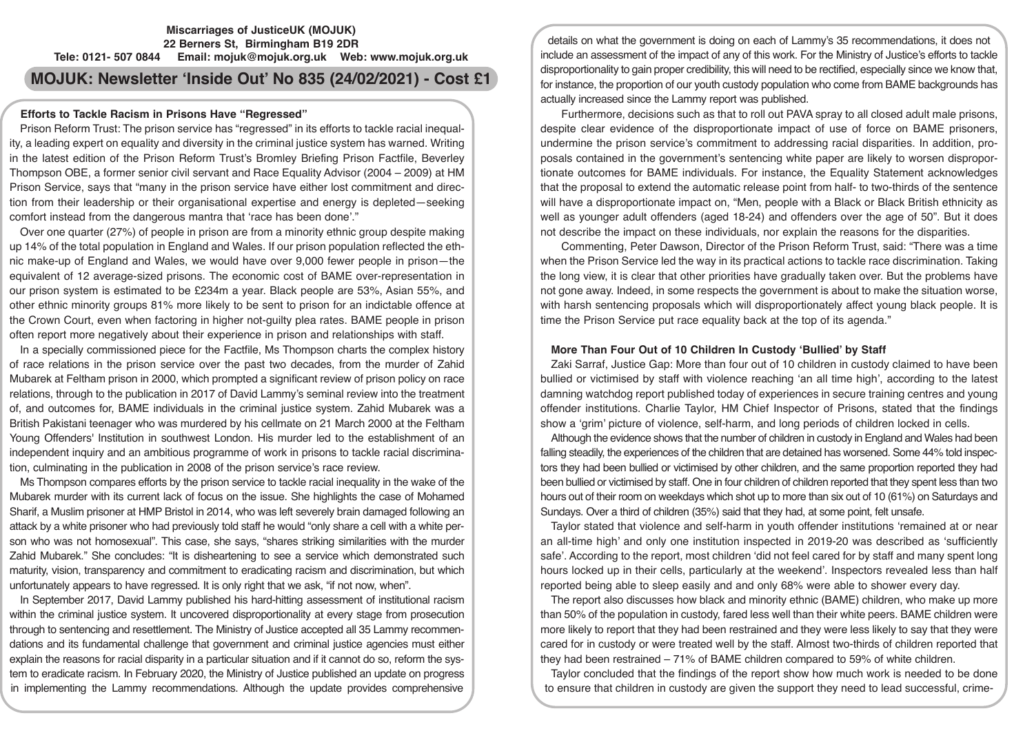**Miscarriages of JusticeUK (MOJUK)**
**22 Berners St, Birmingham B19 2DR**
**Tele: 0121- 507 0844 Email: mojuk@mojuk.org.uk Web: www.mojuk.org.uk**

# MOJUK: Newsletter 'Inside Out' No 835 (24/02/2021) - Cost £1

## Efforts to Tackle Racism in Prisons Have "Regressed"

Prison Reform Trust: The prison service has "regressed" in its efforts to tackle racial inequality, a leading expert on equality and diversity in the criminal justice system has warned. Writing in the latest edition of the Prison Reform Trust's Bromley Briefing Prison Factfile, Beverley Thompson OBE, a former senior civil servant and Race Equality Advisor (2004 – 2009) at HM Prison Service, says that "many in the prison service have either lost commitment and direction from their leadership or their organisational expertise and energy is depleted—seeking comfort instead from the dangerous mantra that 'race has been done'."

Over one quarter (27%) of people in prison are from a minority ethnic group despite making up 14% of the total population in England and Wales. If our prison population reflected the ethnic make-up of England and Wales, we would have over 9,000 fewer people in prison—the equivalent of 12 average-sized prisons. The economic cost of BAME over-representation in our prison system is estimated to be £234m a year. Black people are 53%, Asian 55%, and other ethnic minority groups 81% more likely to be sent to prison for an indictable offence at the Crown Court, even when factoring in higher not-guilty plea rates. BAME people in prison often report more negatively about their experience in prison and relationships with staff.

In a specially commissioned piece for the Factfile, Ms Thompson charts the complex history of race relations in the prison service over the past two decades, from the murder of Zahid Mubarek at Feltham prison in 2000, which prompted a significant review of prison policy on race relations, through to the publication in 2017 of David Lammy's seminal review into the treatment of, and outcomes for, BAME individuals in the criminal justice system. Zahid Mubarek was a British Pakistani teenager who was murdered by his cellmate on 21 March 2000 at the Feltham Young Offenders' Institution in southwest London. His murder led to the establishment of an independent inquiry and an ambitious programme of work in prisons to tackle racial discrimination, culminating in the publication in 2008 of the prison service's race review.

Ms Thompson compares efforts by the prison service to tackle racial inequality in the wake of the Mubarek murder with its current lack of focus on the issue. She highlights the case of Mohamed Sharif, a Muslim prisoner at HMP Bristol in 2014, who was left severely brain damaged following an attack by a white prisoner who had previously told staff he would "only share a cell with a white person who was not homosexual". This case, she says, "shares striking similarities with the murder Zahid Mubarek." She concludes: "It is disheartening to see a service which demonstrated such maturity, vision, transparency and commitment to eradicating racism and discrimination, but which unfortunately appears to have regressed. It is only right that we ask, "if not now, when".

In September 2017, David Lammy published his hard-hitting assessment of institutional racism within the criminal justice system. It uncovered disproportionality at every stage from prosecution through to sentencing and resettlement. The Ministry of Justice accepted all 35 Lammy recommendations and its fundamental challenge that government and criminal justice agencies must either explain the reasons for racial disparity in a particular situation and if it cannot do so, reform the system to eradicate racism. In February 2020, the Ministry of Justice published an update on progress in implementing the Lammy recommendations. Although the update provides comprehensive details on what the government is doing on each of Lammy's 35 recommendations, it does not include an assessment of the impact of any of this work. For the Ministry of Justice's efforts to tackle disproportionality to gain proper credibility, this will need to be rectified, especially since we know that, for instance, the proportion of our youth custody population who come from BAME backgrounds has actually increased since the Lammy report was published.

Furthermore, decisions such as that to roll out PAVA spray to all closed adult male prisons, despite clear evidence of the disproportionate impact of use of force on BAME prisoners, undermine the prison service's commitment to addressing racial disparities. In addition, proposals contained in the government's sentencing white paper are likely to worsen disproportionate outcomes for BAME individuals. For instance, the Equality Statement acknowledges that the proposal to extend the automatic release point from half- to two-thirds of the sentence will have a disproportionate impact on, "Men, people with a Black or Black British ethnicity as well as younger adult offenders (aged 18-24) and offenders over the age of 50". But it does not describe the impact on these individuals, nor explain the reasons for the disparities.

Commenting, Peter Dawson, Director of the Prison Reform Trust, said: "There was a time when the Prison Service led the way in its practical actions to tackle race discrimination. Taking the long view, it is clear that other priorities have gradually taken over. But the problems have not gone away. Indeed, in some respects the government is about to make the situation worse, with harsh sentencing proposals which will disproportionately affect young black people. It is time the Prison Service put race equality back at the top of its agenda."

## More Than Four Out of 10 Children In Custody 'Bullied' by Staff

Zaki Sarraf, Justice Gap: More than four out of 10 children in custody claimed to have been bullied or victimised by staff with violence reaching 'an all time high', according to the latest damning watchdog report published today of experiences in secure training centres and young offender institutions. Charlie Taylor, HM Chief Inspector of Prisons, stated that the findings show a 'grim' picture of violence, self-harm, and long periods of children locked in cells.

Although the evidence shows that the number of children in custody in England and Wales had been falling steadily, the experiences of the children that are detained has worsened. Some 44% told inspectors they had been bullied or victimised by other children, and the same proportion reported they had been bullied or victimised by staff. One in four children of children reported that they spent less than two hours out of their room on weekdays which shot up to more than six out of 10 (61%) on Saturdays and Sundays. Over a third of children (35%) said that they had, at some point, felt unsafe.

Taylor stated that violence and self-harm in youth offender institutions 'remained at or near an all-time high' and only one institution inspected in 2019-20 was described as 'sufficiently safe'. According to the report, most children 'did not feel cared for by staff and many spent long hours locked up in their cells, particularly at the weekend'. Inspectors revealed less than half reported being able to sleep easily and and only 68% were able to shower every day.

The report also discusses how black and minority ethnic (BAME) children, who make up more than 50% of the population in custody, fared less well than their white peers. BAME children were more likely to report that they had been restrained and they were less likely to say that they were cared for in custody or were treated well by the staff. Almost two-thirds of children reported that they had been restrained – 71% of BAME children compared to 59% of white children.

Taylor concluded that the findings of the report show how much work is needed to be done to ensure that children in custody are given the support they need to lead successful, crime-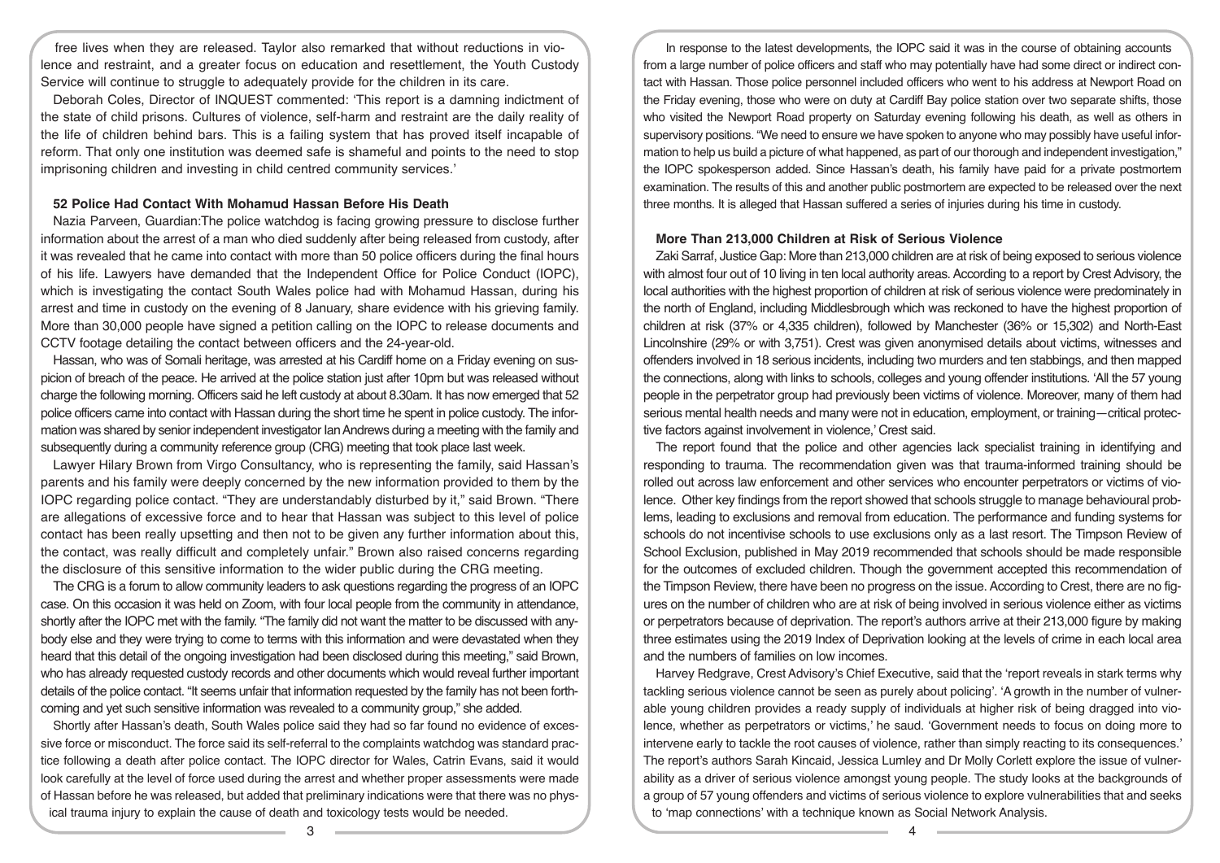free lives when they are released. Taylor also remarked that without reductions in violence and restraint, and a greater focus on education and resettlement, the Youth Custody Service will continue to struggle to adequately provide for the children in its care.

Deborah Coles, Director of INQUEST commented: 'This report is a damning indictment of the state of child prisons. Cultures of violence, self-harm and restraint are the daily reality of the life of children behind bars. This is a failing system that has proved itself incapable of reform. That only one institution was deemed safe is shameful and points to the need to stop imprisoning children and investing in child centred community services.'

### 52 Police Had Contact With Mohamud Hassan Before His Death

Nazia Parveen, Guardian:The police watchdog is facing growing pressure to disclose further information about the arrest of a man who died suddenly after being released from custody, after it was revealed that he came into contact with more than 50 police officers during the final hours of his life. Lawyers have demanded that the Independent Office for Police Conduct (IOPC), which is investigating the contact South Wales police had with Mohamud Hassan, during his arrest and time in custody on the evening of 8 January, share evidence with his grieving family. More than 30,000 people have signed a petition calling on the IOPC to release documents and CCTV footage detailing the contact between officers and the 24-year-old.

Hassan, who was of Somali heritage, was arrested at his Cardiff home on a Friday evening on suspicion of breach of the peace. He arrived at the police station just after 10pm but was released without charge the following morning. Officers said he left custody at about 8.30am. It has now emerged that 52 police officers came into contact with Hassan during the short time he spent in police custody. The information was shared by senior independent investigator Ian Andrews during a meeting with the family and subsequently during a community reference group (CRG) meeting that took place last week.

Lawyer Hilary Brown from Virgo Consultancy, who is representing the family, said Hassan's parents and his family were deeply concerned by the new information provided to them by the IOPC regarding police contact. "They are understandably disturbed by it," said Brown. "There are allegations of excessive force and to hear that Hassan was subject to this level of police contact has been really upsetting and then not to be given any further information about this, the contact, was really difficult and completely unfair." Brown also raised concerns regarding the disclosure of this sensitive information to the wider public during the CRG meeting.

The CRG is a forum to allow community leaders to ask questions regarding the progress of an IOPC case. On this occasion it was held on Zoom, with four local people from the community in attendance, shortly after the IOPC met with the family. "The family did not want the matter to be discussed with anybody else and they were trying to come to terms with this information and were devastated when they heard that this detail of the ongoing investigation had been disclosed during this meeting," said Brown, who has already requested custody records and other documents which would reveal further important details of the police contact. "It seems unfair that information requested by the family has not been forthcoming and yet such sensitive information was revealed to a community group," she added.

Shortly after Hassan's death, South Wales police said they had so far found no evidence of excessive force or misconduct. The force said its self-referral to the complaints watchdog was standard practice following a death after police contact. The IOPC director for Wales, Catrin Evans, said it would look carefully at the level of force used during the arrest and whether proper assessments were made of Hassan before he was released, but added that preliminary indications were that there was no physical trauma injury to explain the cause of death and toxicology tests would be needed.

In response to the latest developments, the IOPC said it was in the course of obtaining accounts from a large number of police officers and staff who may potentially have had some direct or indirect contact with Hassan. Those police personnel included officers who went to his address at Newport Road on the Friday evening, those who were on duty at Cardiff Bay police station over two separate shifts, those who visited the Newport Road property on Saturday evening following his death, as well as others in supervisory positions. "We need to ensure we have spoken to anyone who may possibly have useful information to help us build a picture of what happened, as part of our thorough and independent investigation," the IOPC spokesperson added. Since Hassan's death, his family have paid for a private postmortem examination. The results of this and another public postmortem are expected to be released over the next three months. It is alleged that Hassan suffered a series of injuries during his time in custody.

### More Than 213,000 Children at Risk of Serious Violence

Zaki Sarraf, Justice Gap: More than 213,000 children are at risk of being exposed to serious violence with almost four out of 10 living in ten local authority areas. According to a report by Crest Advisory, the local authorities with the highest proportion of children at risk of serious violence were predominately in the north of England, including Middlesbrough which was reckoned to have the highest proportion of children at risk (37% or 4,335 children), followed by Manchester (36% or 15,302) and North-East Lincolnshire (29% or with 3,751). Crest was given anonymised details about victims, witnesses and offenders involved in 18 serious incidents, including two murders and ten stabbings, and then mapped the connections, along with links to schools, colleges and young offender institutions. 'All the 57 young people in the perpetrator group had previously been victims of violence. Moreover, many of them had serious mental health needs and many were not in education, employment, or training—critical protective factors against involvement in violence,' Crest said.

The report found that the police and other agencies lack specialist training in identifying and responding to trauma. The recommendation given was that trauma-informed training should be rolled out across law enforcement and other services who encounter perpetrators or victims of violence. Other key findings from the report showed that schools struggle to manage behavioural problems, leading to exclusions and removal from education. The performance and funding systems for schools do not incentivise schools to use exclusions only as a last resort. The Timpson Review of School Exclusion, published in May 2019 recommended that schools should be made responsible for the outcomes of excluded children. Though the government accepted this recommendation of the Timpson Review, there have been no progress on the issue. According to Crest, there are no figures on the number of children who are at risk of being involved in serious violence either as victims or perpetrators because of deprivation. The report's authors arrive at their 213,000 figure by making three estimates using the 2019 Index of Deprivation looking at the levels of crime in each local area and the numbers of families on low incomes.

Harvey Redgrave, Crest Advisory's Chief Executive, said that the 'report reveals in stark terms why tackling serious violence cannot be seen as purely about policing'. 'A growth in the number of vulnerable young children provides a ready supply of individuals at higher risk of being dragged into violence, whether as perpetrators or victims,' he saud. 'Government needs to focus on doing more to intervene early to tackle the root causes of violence, rather than simply reacting to its consequences.' The report's authors Sarah Kincaid, Jessica Lumley and Dr Molly Corlett explore the issue of vulnerability as a driver of serious violence amongst young people. The study looks at the backgrounds of a group of 57 young offenders and victims of serious violence to explore vulnerabilities that and seeks to 'map connections' with a technique known as Social Network Analysis.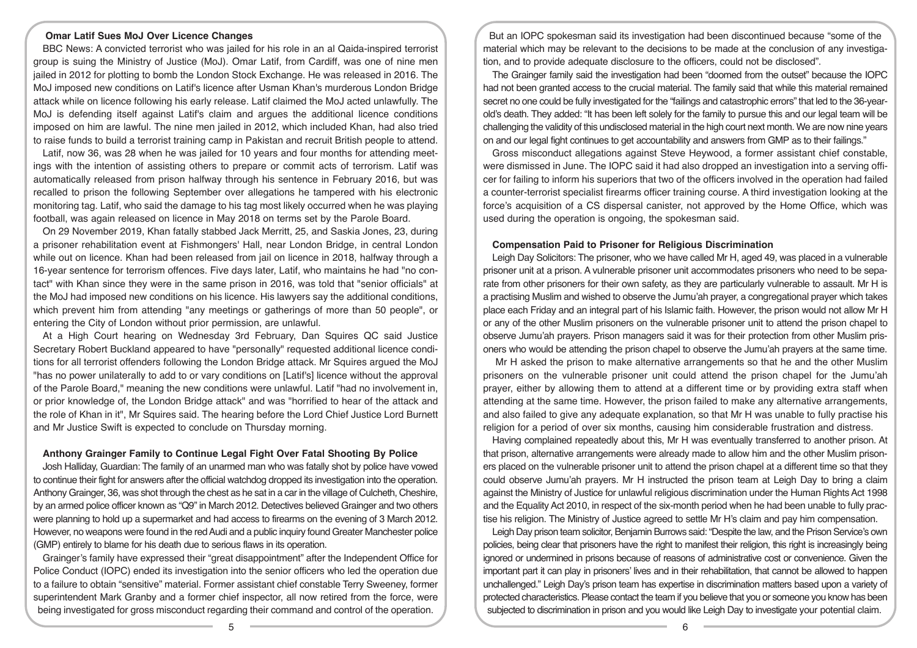### Omar Latif Sues MoJ Over Licence Changes

BBC News: A convicted terrorist who was jailed for his role in an al Qaida-inspired terrorist group is suing the Ministry of Justice (MoJ). Omar Latif, from Cardiff, was one of nine men jailed in 2012 for plotting to bomb the London Stock Exchange. He was released in 2016. The MoJ imposed new conditions on Latif's licence after Usman Khan's murderous London Bridge attack while on licence following his early release. Latif claimed the MoJ acted unlawfully. The MoJ is defending itself against Latif's claim and argues the additional licence conditions imposed on him are lawful. The nine men jailed in 2012, which included Khan, had also tried to raise funds to build a terrorist training camp in Pakistan and recruit British people to attend.

Latif, now 36, was 28 when he was jailed for 10 years and four months for attending meetings with the intention of assisting others to prepare or commit acts of terrorism. Latif was automatically released from prison halfway through his sentence in February 2016, but was recalled to prison the following September over allegations he tampered with his electronic monitoring tag. Latif, who said the damage to his tag most likely occurred when he was playing football, was again released on licence in May 2018 on terms set by the Parole Board.

On 29 November 2019, Khan fatally stabbed Jack Merritt, 25, and Saskia Jones, 23, during a prisoner rehabilitation event at Fishmongers' Hall, near London Bridge, in central London while out on licence. Khan had been released from jail on licence in 2018, halfway through a 16-year sentence for terrorism offences. Five days later, Latif, who maintains he had "no contact" with Khan since they were in the same prison in 2016, was told that "senior officials" at the MoJ had imposed new conditions on his licence. His lawyers say the additional conditions, which prevent him from attending "any meetings or gatherings of more than 50 people", or entering the City of London without prior permission, are unlawful.

At a High Court hearing on Wednesday 3rd February, Dan Squires QC said Justice Secretary Robert Buckland appeared to have "personally" requested additional licence conditions for all terrorist offenders following the London Bridge attack. Mr Squires argued the MoJ "has no power unilaterally to add to or vary conditions on [Latif's] licence without the approval of the Parole Board," meaning the new conditions were unlawful. Latif "had no involvement in, or prior knowledge of, the London Bridge attack" and was "horrified to hear of the attack and the role of Khan in it", Mr Squires said. The hearing before the Lord Chief Justice Lord Burnett and Mr Justice Swift is expected to conclude on Thursday morning.

### Anthony Grainger Family to Continue Legal Fight Over Fatal Shooting By Police

Josh Halliday, Guardian: The family of an unarmed man who was fatally shot by police have vowed to continue their fight for answers after the official watchdog dropped its investigation into the operation. Anthony Grainger, 36, was shot through the chest as he sat in a car in the village of Culcheth, Cheshire, by an armed police officer known as "Q9" in March 2012. Detectives believed Grainger and two others were planning to hold up a supermarket and had access to firearms on the evening of 3 March 2012. However, no weapons were found in the red Audi and a public inquiry found Greater Manchester police (GMP) entirely to blame for his death due to serious flaws in its operation.

Grainger's family have expressed their "great disappointment" after the Independent Office for Police Conduct (IOPC) ended its investigation into the senior officers who led the operation due to a failure to obtain "sensitive" material. Former assistant chief constable Terry Sweeney, former superintendent Mark Granby and a former chief inspector, all now retired from the force, were being investigated for gross misconduct regarding their command and control of the operation.

But an IOPC spokesman said its investigation had been discontinued because "some of the material which may be relevant to the decisions to be made at the conclusion of any investigation, and to provide adequate disclosure to the officers, could not be disclosed".

The Grainger family said the investigation had been "doomed from the outset" because the IOPC had not been granted access to the crucial material. The family said that while this material remained secret no one could be fully investigated for the "failings and catastrophic errors" that led to the 36-year-old's death. They added: "It has been left solely for the family to pursue this and our legal team will be challenging the validity of this undisclosed material in the high court next month. We are now nine years on and our legal fight continues to get accountability and answers from GMP as to their failings."

Gross misconduct allegations against Steve Heywood, a former assistant chief constable, were dismissed in June. The IOPC said it had also dropped an investigation into a serving officer for failing to inform his superiors that two of the officers involved in the operation had failed a counter-terrorist specialist firearms officer training course. A third investigation looking at the force's acquisition of a CS dispersal canister, not approved by the Home Office, which was used during the operation is ongoing, the spokesman said.

### Compensation Paid to Prisoner for Religious Discrimination

Leigh Day Solicitors: The prisoner, who we have called Mr H, aged 49, was placed in a vulnerable prisoner unit at a prison. A vulnerable prisoner unit accommodates prisoners who need to be separate from other prisoners for their own safety, as they are particularly vulnerable to assault. Mr H is a practising Muslim and wished to observe the Jumu'ah prayer, a congregational prayer which takes place each Friday and an integral part of his Islamic faith. However, the prison would not allow Mr H or any of the other Muslim prisoners on the vulnerable prisoner unit to attend the prison chapel to observe Jumu'ah prayers. Prison managers said it was for their protection from other Muslim prisoners who would be attending the prison chapel to observe the Jumu'ah prayers at the same time.

Mr H asked the prison to make alternative arrangements so that he and the other Muslim prisoners on the vulnerable prisoner unit could attend the prison chapel for the Jumu'ah prayer, either by allowing them to attend at a different time or by providing extra staff when attending at the same time. However, the prison failed to make any alternative arrangements, and also failed to give any adequate explanation, so that Mr H was unable to fully practise his religion for a period of over six months, causing him considerable frustration and distress.

Having complained repeatedly about this, Mr H was eventually transferred to another prison. At that prison, alternative arrangements were already made to allow him and the other Muslim prisoners placed on the vulnerable prisoner unit to attend the prison chapel at a different time so that they could observe Jumu'ah prayers. Mr H instructed the prison team at Leigh Day to bring a claim against the Ministry of Justice for unlawful religious discrimination under the Human Rights Act 1998 and the Equality Act 2010, in respect of the six-month period when he had been unable to fully practise his religion. The Ministry of Justice agreed to settle Mr H's claim and pay him compensation.

Leigh Day prison team solicitor, Benjamin Burrows said: "Despite the law, and the Prison Service's own policies, being clear that prisoners have the right to manifest their religion, this right is increasingly being ignored or undermined in prisons because of reasons of administrative cost or convenience. Given the important part it can play in prisoners' lives and in their rehabilitation, that cannot be allowed to happen unchallenged." Leigh Day's prison team has expertise in discrimination matters based upon a variety of protected characteristics. Please contact the team if you believe that you or someone you know has been subjected to discrimination in prison and you would like Leigh Day to investigate your potential claim.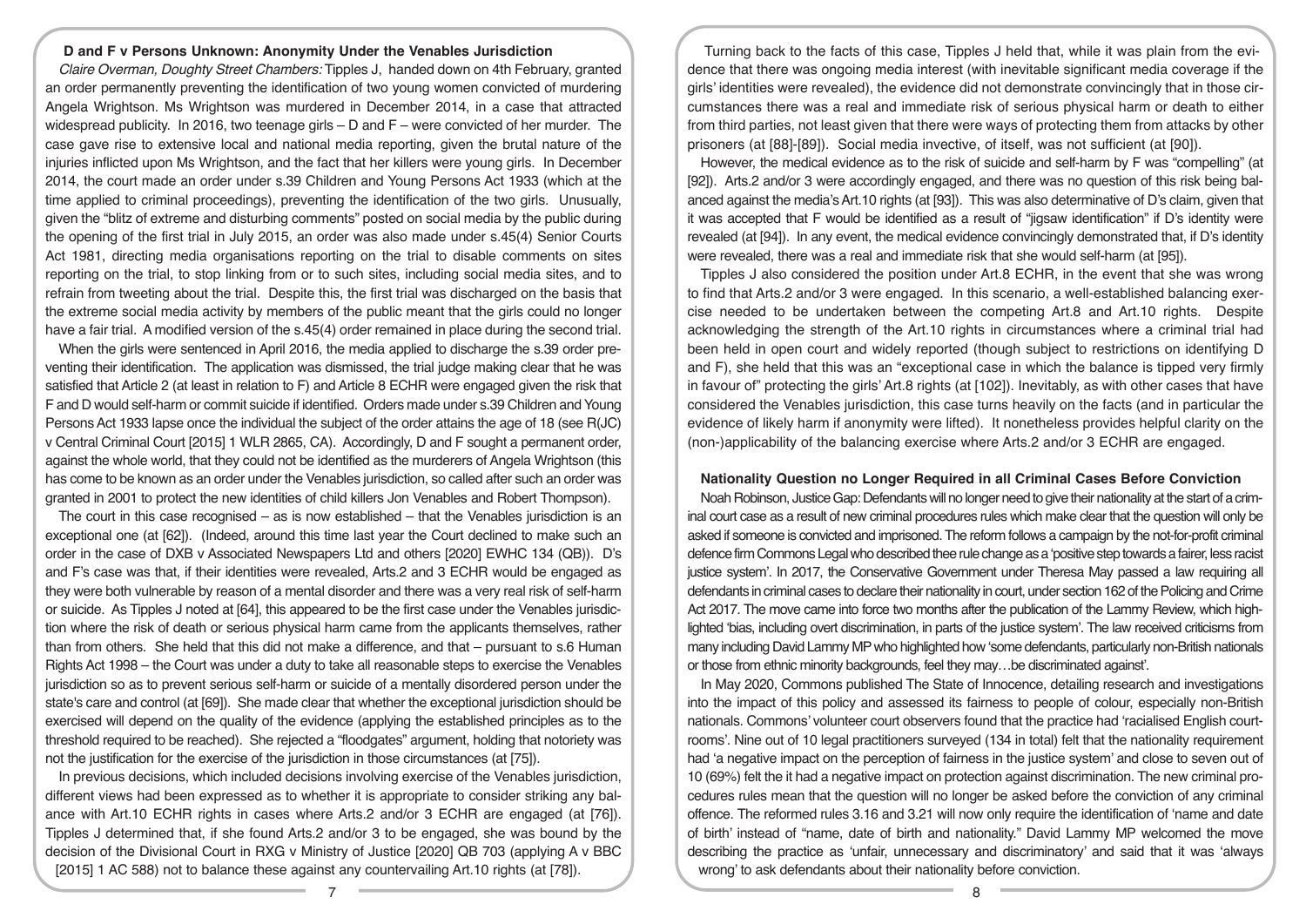## D and F v Persons Unknown: Anonymity Under the Venables Jurisdiction

*Claire Overman, Doughty Street Chambers:* Tipples J, handed down on 4th February, granted an order permanently preventing the identification of two young women convicted of murdering Angela Wrightson. Ms Wrightson was murdered in December 2014, in a case that attracted widespread publicity. In 2016, two teenage girls – D and F – were convicted of her murder. The case gave rise to extensive local and national media reporting, given the brutal nature of the injuries inflicted upon Ms Wrightson, and the fact that her killers were young girls. In December 2014, the court made an order under s.39 Children and Young Persons Act 1933 (which at the time applied to criminal proceedings), preventing the identification of the two girls. Unusually, given the "blitz of extreme and disturbing comments" posted on social media by the public during the opening of the first trial in July 2015, an order was also made under s.45(4) Senior Courts Act 1981, directing media organisations reporting on the trial to disable comments on sites reporting on the trial, to stop linking from or to such sites, including social media sites, and to refrain from tweeting about the trial. Despite this, the first trial was discharged on the basis that the extreme social media activity by members of the public meant that the girls could no longer have a fair trial. A modified version of the s.45(4) order remained in place during the second trial.

When the girls were sentenced in April 2016, the media applied to discharge the s.39 order preventing their identification. The application was dismissed, the trial judge making clear that he was satisfied that Article 2 (at least in relation to F) and Article 8 ECHR were engaged given the risk that F and D would self-harm or commit suicide if identified. Orders made under s.39 Children and Young Persons Act 1933 lapse once the individual the subject of the order attains the age of 18 (see R(JC) v Central Criminal Court [2015] 1 WLR 2865, CA). Accordingly, D and F sought a permanent order, against the whole world, that they could not be identified as the murderers of Angela Wrightson (this has come to be known as an order under the Venables jurisdiction, so called after such an order was granted in 2001 to protect the new identities of child killers Jon Venables and Robert Thompson).

The court in this case recognised – as is now established – that the Venables jurisdiction is an exceptional one (at [62]). (Indeed, around this time last year the Court declined to make such an order in the case of DXB v Associated Newspapers Ltd and others [2020] EWHC 134 (QB)). D's and F's case was that, if their identities were revealed, Arts.2 and 3 ECHR would be engaged as they were both vulnerable by reason of a mental disorder and there was a very real risk of self-harm or suicide. As Tipples J noted at [64], this appeared to be the first case under the Venables jurisdiction where the risk of death or serious physical harm came from the applicants themselves, rather than from others. She held that this did not make a difference, and that – pursuant to s.6 Human Rights Act 1998 – the Court was under a duty to take all reasonable steps to exercise the Venables jurisdiction so as to prevent serious self-harm or suicide of a mentally disordered person under the state's care and control (at [69]). She made clear that whether the exceptional jurisdiction should be exercised will depend on the quality of the evidence (applying the established principles as to the threshold required to be reached). She rejected a "floodgates" argument, holding that notoriety was not the justification for the exercise of the jurisdiction in those circumstances (at [75]).

In previous decisions, which included decisions involving exercise of the Venables jurisdiction, different views had been expressed as to whether it is appropriate to consider striking any balance with Art.10 ECHR rights in cases where Arts.2 and/or 3 ECHR are engaged (at [76]). Tipples J determined that, if she found Arts.2 and/or 3 to be engaged, she was bound by the decision of the Divisional Court in RXG v Ministry of Justice [2020] QB 703 (applying A v BBC [2015] 1 AC 588) not to balance these against any countervailing Art.10 rights (at [78]).

Turning back to the facts of this case, Tipples J held that, while it was plain from the evidence that there was ongoing media interest (with inevitable significant media coverage if the girls' identities were revealed), the evidence did not demonstrate convincingly that in those circumstances there was a real and immediate risk of serious physical harm or death to either from third parties, not least given that there were ways of protecting them from attacks by other prisoners (at [88]-[89]). Social media invective, of itself, was not sufficient (at [90]).

However, the medical evidence as to the risk of suicide and self-harm by F was "compelling" (at [92]). Arts.2 and/or 3 were accordingly engaged, and there was no question of this risk being balanced against the media's Art.10 rights (at [93]). This was also determinative of D's claim, given that it was accepted that F would be identified as a result of "jigsaw identification" if D's identity were revealed (at [94]). In any event, the medical evidence convincingly demonstrated that, if D's identity were revealed, there was a real and immediate risk that she would self-harm (at [95]).

Tipples J also considered the position under Art.8 ECHR, in the event that she was wrong to find that Arts.2 and/or 3 were engaged. In this scenario, a well-established balancing exercise needed to be undertaken between the competing Art.8 and Art.10 rights. Despite acknowledging the strength of the Art.10 rights in circumstances where a criminal trial had been held in open court and widely reported (though subject to restrictions on identifying D and F), she held that this was an "exceptional case in which the balance is tipped very firmly in favour of" protecting the girls' Art.8 rights (at [102]). Inevitably, as with other cases that have considered the Venables jurisdiction, this case turns heavily on the facts (and in particular the evidence of likely harm if anonymity were lifted). It nonetheless provides helpful clarity on the (non-)applicability of the balancing exercise where Arts.2 and/or 3 ECHR are engaged.

## Nationality Question no Longer Required in all Criminal Cases Before Conviction

Noah Robinson, Justice Gap: Defendants will no longer need to give their nationality at the start of a criminal court case as a result of new criminal procedures rules which make clear that the question will only be asked if someone is convicted and imprisoned. The reform follows a campaign by the not-for-profit criminal defence firm Commons Legal who described thee rule change as a 'positive step towards a fairer, less racist justice system'. In 2017, the Conservative Government under Theresa May passed a law requiring all defendants in criminal cases to declare their nationality in court, under section 162 of the Policing and Crime Act 2017. The move came into force two months after the publication of the Lammy Review, which highlighted 'bias, including overt discrimination, in parts of the justice system'. The law received criticisms from many including David Lammy MP who highlighted how 'some defendants, particularly non-British nationals or those from ethnic minority backgrounds, feel they may…be discriminated against'.

In May 2020, Commons published The State of Innocence, detailing research and investigations into the impact of this policy and assessed its fairness to people of colour, especially non-British nationals. Commons' volunteer court observers found that the practice had 'racialised English courtrooms'. Nine out of 10 legal practitioners surveyed (134 in total) felt that the nationality requirement had 'a negative impact on the perception of fairness in the justice system' and close to seven out of 10 (69%) felt the it had a negative impact on protection against discrimination. The new criminal procedures rules mean that the question will no longer be asked before the conviction of any criminal offence. The reformed rules 3.16 and 3.21 will now only require the identification of 'name and date of birth' instead of "name, date of birth and nationality." David Lammy MP welcomed the move describing the practice as 'unfair, unnecessary and discriminatory' and said that it was 'always wrong' to ask defendants about their nationality before conviction.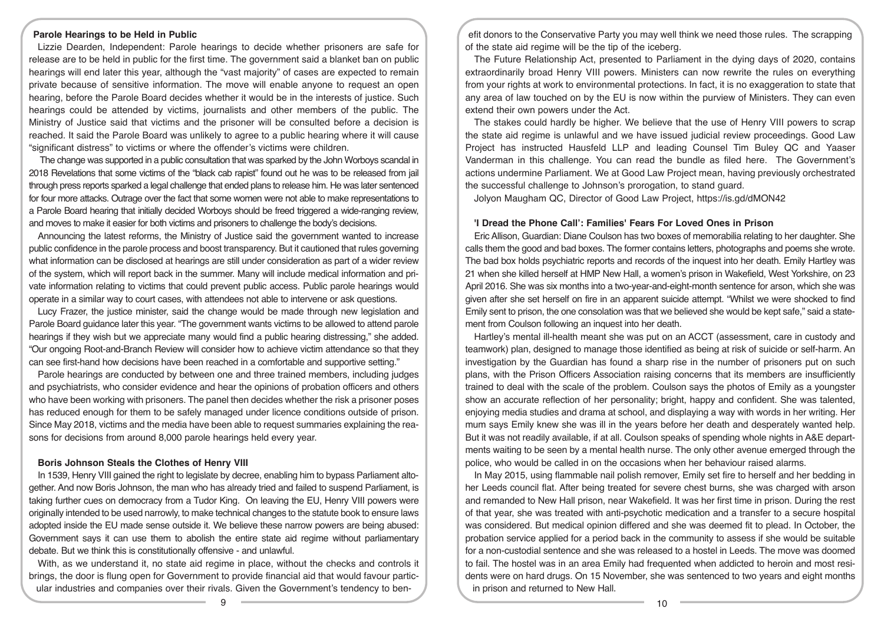### Parole Hearings to be Held in Public

Lizzie Dearden, Independent: Parole hearings to decide whether prisoners are safe for release are to be held in public for the first time. The government said a blanket ban on public hearings will end later this year, although the "vast majority" of cases are expected to remain private because of sensitive information. The move will enable anyone to request an open hearing, before the Parole Board decides whether it would be in the interests of justice. Such hearings could be attended by victims, journalists and other members of the public. The Ministry of Justice said that victims and the prisoner will be consulted before a decision is reached. It said the Parole Board was unlikely to agree to a public hearing where it will cause "significant distress" to victims or where the offender's victims were children.

The change was supported in a public consultation that was sparked by the John Worboys scandal in 2018 Revelations that some victims of the "black cab rapist" found out he was to be released from jail through press reports sparked a legal challenge that ended plans to release him. He was later sentenced for four more attacks. Outrage over the fact that some women were not able to make representations to a Parole Board hearing that initially decided Worboys should be freed triggered a wide-ranging review, and moves to make it easier for both victims and prisoners to challenge the body's decisions.

Announcing the latest reforms, the Ministry of Justice said the government wanted to increase public confidence in the parole process and boost transparency. But it cautioned that rules governing what information can be disclosed at hearings are still under consideration as part of a wider review of the system, which will report back in the summer. Many will include medical information and private information relating to victims that could prevent public access. Public parole hearings would operate in a similar way to court cases, with attendees not able to intervene or ask questions.

Lucy Frazer, the justice minister, said the change would be made through new legislation and Parole Board guidance later this year. "The government wants victims to be allowed to attend parole hearings if they wish but we appreciate many would find a public hearing distressing," she added. "Our ongoing Root-and-Branch Review will consider how to achieve victim attendance so that they can see first-hand how decisions have been reached in a comfortable and supportive setting."

Parole hearings are conducted by between one and three trained members, including judges and psychiatrists, who consider evidence and hear the opinions of probation officers and others who have been working with prisoners. The panel then decides whether the risk a prisoner poses has reduced enough for them to be safely managed under licence conditions outside of prison. Since May 2018, victims and the media have been able to request summaries explaining the reasons for decisions from around 8,000 parole hearings held every year.

### Boris Johnson Steals the Clothes of Henry VIII

In 1539, Henry VIII gained the right to legislate by decree, enabling him to bypass Parliament altogether. And now Boris Johnson, the man who has already tried and failed to suspend Parliament, is taking further cues on democracy from a Tudor King. On leaving the EU, Henry VIII powers were originally intended to be used narrowly, to make technical changes to the statute book to ensure laws adopted inside the EU made sense outside it. We believe these narrow powers are being abused: Government says it can use them to abolish the entire state aid regime without parliamentary debate. But we think this is constitutionally offensive - and unlawful.

With, as we understand it, no state aid regime in place, without the checks and controls it brings, the door is flung open for Government to provide financial aid that would favour particular industries and companies over their rivals. Given the Government's tendency to benefit donors to the Conservative Party you may well think we need those rules. The scrapping of the state aid regime will be the tip of the iceberg.

The Future Relationship Act, presented to Parliament in the dying days of 2020, contains extraordinarily broad Henry VIII powers. Ministers can now rewrite the rules on everything from your rights at work to environmental protections. In fact, it is no exaggeration to state that any area of law touched on by the EU is now within the purview of Ministers. They can even extend their own powers under the Act.

The stakes could hardly be higher. We believe that the use of Henry VIII powers to scrap the state aid regime is unlawful and we have issued judicial review proceedings. Good Law Project has instructed Hausfeld LLP and leading Counsel Tim Buley QC and Yaaser Vanderman in this challenge. You can read the bundle as filed here. The Government's actions undermine Parliament. We at Good Law Project mean, having previously orchestrated the successful challenge to Johnson's prorogation, to stand guard.

Jolyon Maugham QC, Director of Good Law Project, https://is.gd/dMON42

### 'I Dread the Phone Call': Families' Fears For Loved Ones in Prison

Eric Allison, Guardian: Diane Coulson has two boxes of memorabilia relating to her daughter. She calls them the good and bad boxes. The former contains letters, photographs and poems she wrote. The bad box holds psychiatric reports and records of the inquest into her death. Emily Hartley was 21 when she killed herself at HMP New Hall, a women's prison in Wakefield, West Yorkshire, on 23 April 2016. She was six months into a two-year-and-eight-month sentence for arson, which she was given after she set herself on fire in an apparent suicide attempt. "Whilst we were shocked to find Emily sent to prison, the one consolation was that we believed she would be kept safe," said a statement from Coulson following an inquest into her death.

Hartley's mental ill-health meant she was put on an ACCT (assessment, care in custody and teamwork) plan, designed to manage those identified as being at risk of suicide or self-harm. An investigation by the Guardian has found a sharp rise in the number of prisoners put on such plans, with the Prison Officers Association raising concerns that its members are insufficiently trained to deal with the scale of the problem. Coulson says the photos of Emily as a youngster show an accurate reflection of her personality; bright, happy and confident. She was talented, enjoying media studies and drama at school, and displaying a way with words in her writing. Her mum says Emily knew she was ill in the years before her death and desperately wanted help. But it was not readily available, if at all. Coulson speaks of spending whole nights in A&E departments waiting to be seen by a mental health nurse. The only other avenue emerged through the police, who would be called in on the occasions when her behaviour raised alarms.

In May 2015, using flammable nail polish remover, Emily set fire to herself and her bedding in her Leeds council flat. After being treated for severe chest burns, she was charged with arson and remanded to New Hall prison, near Wakefield. It was her first time in prison. During the rest of that year, she was treated with anti-psychotic medication and a transfer to a secure hospital was considered. But medical opinion differed and she was deemed fit to plead. In October, the probation service applied for a period back in the community to assess if she would be suitable for a non-custodial sentence and she was released to a hostel in Leeds. The move was doomed to fail. The hostel was in an area Emily had frequented when addicted to heroin and most residents were on hard drugs. On 15 November, she was sentenced to two years and eight months in prison and returned to New Hall.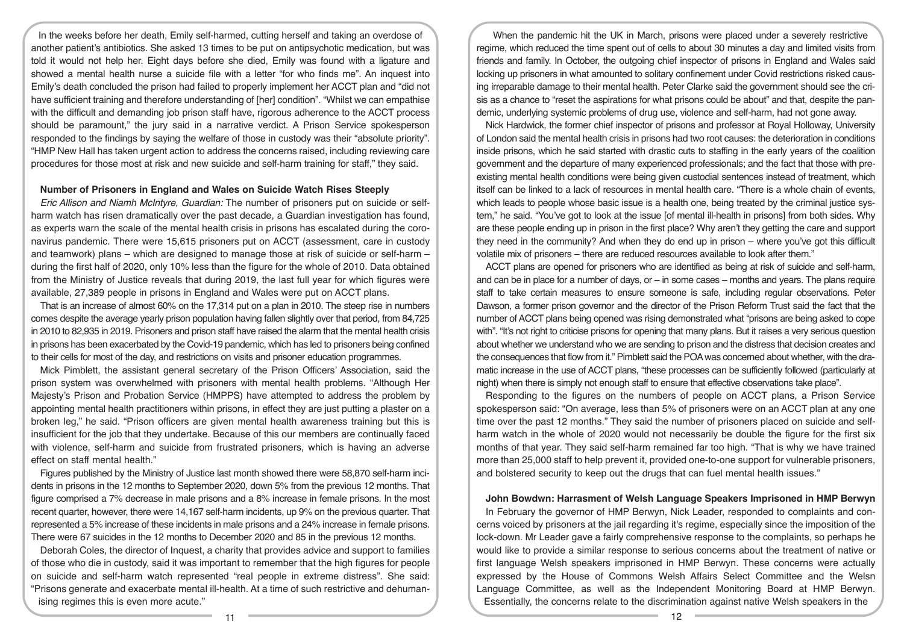In the weeks before her death, Emily self-harmed, cutting herself and taking an overdose of another patient's antibiotics. She asked 13 times to be put on antipsychotic medication, but was told it would not help her. Eight days before she died, Emily was found with a ligature and showed a mental health nurse a suicide file with a letter "for who finds me". An inquest into Emily's death concluded the prison had failed to properly implement her ACCT plan and "did not have sufficient training and therefore understanding of [her] condition". "Whilst we can empathise with the difficult and demanding job prison staff have, rigorous adherence to the ACCT process should be paramount," the jury said in a narrative verdict. A Prison Service spokesperson responded to the findings by saying the welfare of those in custody was their "absolute priority". "HMP New Hall has taken urgent action to address the concerns raised, including reviewing care procedures for those most at risk and new suicide and self-harm training for staff," they said.

### Number of Prisoners in England and Wales on Suicide Watch Rises Steeply

*Eric Allison and Niamh McIntyre, Guardian:* The number of prisoners put on suicide or self-harm watch has risen dramatically over the past decade, a Guardian investigation has found, as experts warn the scale of the mental health crisis in prisons has escalated during the coronavirus pandemic. There were 15,615 prisoners put on ACCT (assessment, care in custody and teamwork) plans – which are designed to manage those at risk of suicide or self-harm – during the first half of 2020, only 10% less than the figure for the whole of 2010. Data obtained from the Ministry of Justice reveals that during 2019, the last full year for which figures were available, 27,389 people in prisons in England and Wales were put on ACCT plans.

That is an increase of almost 60% on the 17,314 put on a plan in 2010. The steep rise in numbers comes despite the average yearly prison population having fallen slightly over that period, from 84,725 in 2010 to 82,935 in 2019. Prisoners and prison staff have raised the alarm that the mental health crisis in prisons has been exacerbated by the Covid-19 pandemic, which has led to prisoners being confined to their cells for most of the day, and restrictions on visits and prisoner education programmes.

Mick Pimblett, the assistant general secretary of the Prison Officers' Association, said the prison system was overwhelmed with prisoners with mental health problems. "Although Her Majesty's Prison and Probation Service (HMPPS) have attempted to address the problem by appointing mental health practitioners within prisons, in effect they are just putting a plaster on a broken leg," he said. "Prison officers are given mental health awareness training but this is insufficient for the job that they undertake. Because of this our members are continually faced with violence, self-harm and suicide from frustrated prisoners, which is having an adverse effect on staff mental health."

Figures published by the Ministry of Justice last month showed there were 58,870 self-harm incidents in prisons in the 12 months to September 2020, down 5% from the previous 12 months. That figure comprised a 7% decrease in male prisons and a 8% increase in female prisons. In the most recent quarter, however, there were 14,167 self-harm incidents, up 9% on the previous quarter. That represented a 5% increase of these incidents in male prisons and a 24% increase in female prisons. There were 67 suicides in the 12 months to December 2020 and 85 in the previous 12 months.

Deborah Coles, the director of Inquest, a charity that provides advice and support to families of those who die in custody, said it was important to remember that the high figures for people on suicide and self-harm watch represented "real people in extreme distress". She said: "Prisons generate and exacerbate mental ill-health. At a time of such restrictive and dehumanising regimes this is even more acute."

When the pandemic hit the UK in March, prisons were placed under a severely restrictive regime, which reduced the time spent out of cells to about 30 minutes a day and limited visits from friends and family. In October, the outgoing chief inspector of prisons in England and Wales said locking up prisoners in what amounted to solitary confinement under Covid restrictions risked causing irreparable damage to their mental health. Peter Clarke said the government should see the crisis as a chance to "reset the aspirations for what prisons could be about" and that, despite the pandemic, underlying systemic problems of drug use, violence and self-harm, had not gone away.

Nick Hardwick, the former chief inspector of prisons and professor at Royal Holloway, University of London said the mental health crisis in prisons had two root causes: the deterioration in conditions inside prisons, which he said started with drastic cuts to staffing in the early years of the coalition government and the departure of many experienced professionals; and the fact that those with pre-existing mental health conditions were being given custodial sentences instead of treatment, which itself can be linked to a lack of resources in mental health care. "There is a whole chain of events, which leads to people whose basic issue is a health one, being treated by the criminal justice system," he said. "You've got to look at the issue [of mental ill-health in prisons] from both sides. Why are these people ending up in prison in the first place? Why aren't they getting the care and support they need in the community? And when they do end up in prison – where you've got this difficult volatile mix of prisoners – there are reduced resources available to look after them."

ACCT plans are opened for prisoners who are identified as being at risk of suicide and self-harm, and can be in place for a number of days, or – in some cases – months and years. The plans require staff to take certain measures to ensure someone is safe, including regular observations. Peter Dawson, a former prison governor and the director of the Prison Reform Trust said the fact that the number of ACCT plans being opened was rising demonstrated what "prisons are being asked to cope with". "It's not right to criticise prisons for opening that many plans. But it raises a very serious question about whether we understand who we are sending to prison and the distress that decision creates and the consequences that flow from it." Pimblett said the POA was concerned about whether, with the dramatic increase in the use of ACCT plans, "these processes can be sufficiently followed (particularly at night) when there is simply not enough staff to ensure that effective observations take place".

Responding to the figures on the numbers of people on ACCT plans, a Prison Service spokesperson said: "On average, less than 5% of prisoners were on an ACCT plan at any one time over the past 12 months." They said the number of prisoners placed on suicide and self-harm watch in the whole of 2020 would not necessarily be double the figure for the first six months of that year. They said self-harm remained far too high. "That is why we have trained more than 25,000 staff to help prevent it, provided one-to-one support for vulnerable prisoners, and bolstered security to keep out the drugs that can fuel mental health issues."

### John Bowdwn: Harrasment of Welsh Language Speakers Imprisoned in HMP Berwyn

In February the governor of HMP Berwyn, Nick Leader, responded to complaints and concerns voiced by prisoners at the jail regarding it's regime, especially since the imposition of the lock-down. Mr Leader gave a fairly comprehensive response to the complaints, so perhaps he would like to provide a similar response to serious concerns about the treatment of native or first language Welsh speakers imprisoned in HMP Berwyn. These concerns were actually expressed by the House of Commons Welsh Affairs Select Committee and the Welsn Language Committee, as well as the Independent Monitoring Board at HMP Berwyn. Essentially, the concerns relate to the discrimination against native Welsh speakers in the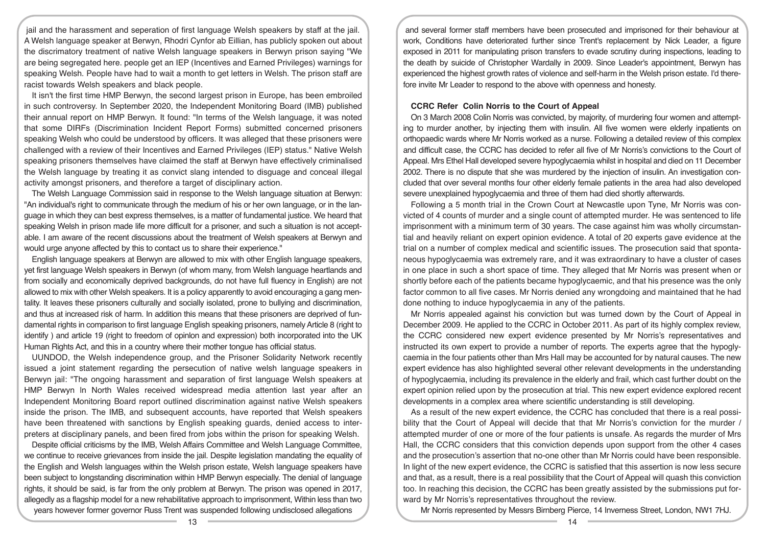jail and the harassment and seperation of first language Welsh speakers by staff at the jail. A Welsh language speaker at Berwyn, Rhodri Cynfor ab Eillian, has publicly spoken out about the discrimatory treatment of native Welsh language speakers in Berwyn prison saying "We are being segregated here. people get an IEP (Incentives and Earned Privileges) warnings for speaking Welsh. People have had to wait a month to get letters in Welsh. The prison staff are racist towards Welsh speakers and black people.

It isn't the first time HMP Berwyn, the second largest prison in Europe, has been embroiled in such controversy. In September 2020, the Independent Monitoring Board (IMB) published their annual report on HMP Berwyn. It found: "In terms of the Welsh language, it was noted that some DIRFs (Discrimination Incident Report Forms) submitted concerned prisoners speaking Welsh who could be understood by officers. It was alleged that these prisoners were challenged with a review of their Incentives and Earned Privileges (IEP) status." Native Welsh speaking prisoners themselves have claimed the staff at Berwyn have effectively criminalised the Welsh language by treating it as convict slang intended to disguage and conceal illegal activity amongst prisoners, and therefore a target of disciplinary action.

The Welsh Language Commission said in response to the Welsh language situation at Berwyn: "An individual's right to communicate through the medium of his or her own language, or in the language in which they can best express themselves, is a matter of fundamental justice. We heard that speaking Welsh in prison made life more difficult for a prisoner, and such a situation is not acceptable. I am aware of the recent discussions about the treatment of Welsh speakers at Berwyn and would urge anyone affected by this to contact us to share their experience."

English language speakers at Berwyn are allowed to mix with other English language speakers, yet first language Welsh speakers in Berwyn (of whom many, from Welsh language heartlands and from socially and economically deprived backgrounds, do not have full fluency in English) are not allowed to mix with other Welsh speakers. It is a policy apparently to avoid encouraging a gang mentality. It leaves these prisoners culturally and socially isolated, prone to bullying and discrimination, and thus at increased risk of harm. In addition this means that these prisoners are deprived of fundamental rights in comparison to first language English speaking prisoners, namely Article 8 (right to identify ) and article 19 (right to freedom of opinlon and expression) both incorporated into the UK Human Rights Act, and this in a country where their mother tongue has official status.

UUNDOD, the Welsh independence group, and the Prisoner Solidarity Network recently issued a joint statement regarding the persecution of native welsh language speakers in Berwyn jail: "The ongoing harassment and separation of first language Welsh speakers at HMP Berwyn In North Wales received widespread media attention last year after an Independent Monitoring Board report outlined discrimination against native Welsh speakers inside the prison. The IMB, and subsequent accounts, have reported that Welsh speakers have been threatened with sanctions by English speaking guards, denied access to interpreters at disciplinary panels, and been fired from jobs within the prison for speaking Welsh.

Despite official criticisms by the IMB, Welsh Affairs Committee and Welsh Language Committee, we continue to receive grievances from inside the jail. Despite legislation mandating the equality of the English and Welsh languages within the Welsh prison estate, Welsh language speakers have been subject to longstanding discrimination within HMP Berwyn especially. The denial of language rights, it should be said, is far from the only problem at Berwyn. The prison was opened in 2017, allegedly as a flagship model for a new rehabilitative approach to imprisonment, Within less than two years however former governor Russ Trent was suspended following undisclosed allegations and several former staff members have been prosecuted and imprisoned for their behaviour at work, Conditions have deteriorated further since Trent's replacement by Nick Leader, a figure exposed in 2011 for manipulating prison transfers to evade scrutiny during inspections, leading to the death by suicide of Christopher Wardally in 2009. Since Leader's appointment, Berwyn has experienced the highest growth rates of violence and self-harm in the Welsh prison estate. I'd therefore invite Mr Leader to respond to the above with openness and honesty.

### CCRC Refer Colin Norris to the Court of Appeal

On 3 March 2008 Colin Norris was convicted, by majority, of murdering four women and attempting to murder another, by injecting them with insulin. All five women were elderly inpatients on orthopaedic wards where Mr Norris worked as a nurse. Following a detailed review of this complex and difficult case, the CCRC has decided to refer all five of Mr Norris's convictions to the Court of Appeal. Mrs Ethel Hall developed severe hypoglycaemia whilst in hospital and died on 11 December 2002. There is no dispute that she was murdered by the injection of insulin. An investigation concluded that over several months four other elderly female patients in the area had also developed severe unexplained hypoglycaemia and three of them had died shortly afterwards.

Following a 5 month trial in the Crown Court at Newcastle upon Tyne, Mr Norris was convicted of 4 counts of murder and a single count of attempted murder. He was sentenced to life imprisonment with a minimum term of 30 years. The case against him was wholly circumstantial and heavily reliant on expert opinion evidence. A total of 20 experts gave evidence at the trial on a number of complex medical and scientific issues. The prosecution said that spontaneous hypoglycaemia was extremely rare, and it was extraordinary to have a cluster of cases in one place in such a short space of time. They alleged that Mr Norris was present when or shortly before each of the patients became hypoglycaemic, and that his presence was the only factor common to all five cases. Mr Norris denied any wrongdoing and maintained that he had done nothing to induce hypoglycaemia in any of the patients.

Mr Norris appealed against his conviction but was turned down by the Court of Appeal in December 2009. He applied to the CCRC in October 2011. As part of its highly complex review, the CCRC considered new expert evidence presented by Mr Norris's representatives and instructed its own expert to provide a number of reports. The experts agree that the hypoglycaemia in the four patients other than Mrs Hall may be accounted for by natural causes. The new expert evidence has also highlighted several other relevant developments in the understanding of hypoglycaemia, including its prevalence in the elderly and frail, which cast further doubt on the expert opinion relied upon by the prosecution at trial. This new expert evidence explored recent developments in a complex area where scientific understanding is still developing.

As a result of the new expert evidence, the CCRC has concluded that there is a real possibility that the Court of Appeal will decide that that Mr Norris's conviction for the murder / attempted murder of one or more of the four patients is unsafe. As regards the murder of Mrs Hall, the CCRC considers that this conviction depends upon support from the other 4 cases and the prosecution's assertion that no-one other than Mr Norris could have been responsible. In light of the new expert evidence, the CCRC is satisfied that this assertion is now less secure and that, as a result, there is a real possibility that the Court of Appeal will quash this conviction too. In reaching this decision, the CCRC has been greatly assisted by the submissions put forward by Mr Norris's representatives throughout the review.

Mr Norris represented by Messrs Birnberg Pierce, 14 Inverness Street, London, NW1 7HJ.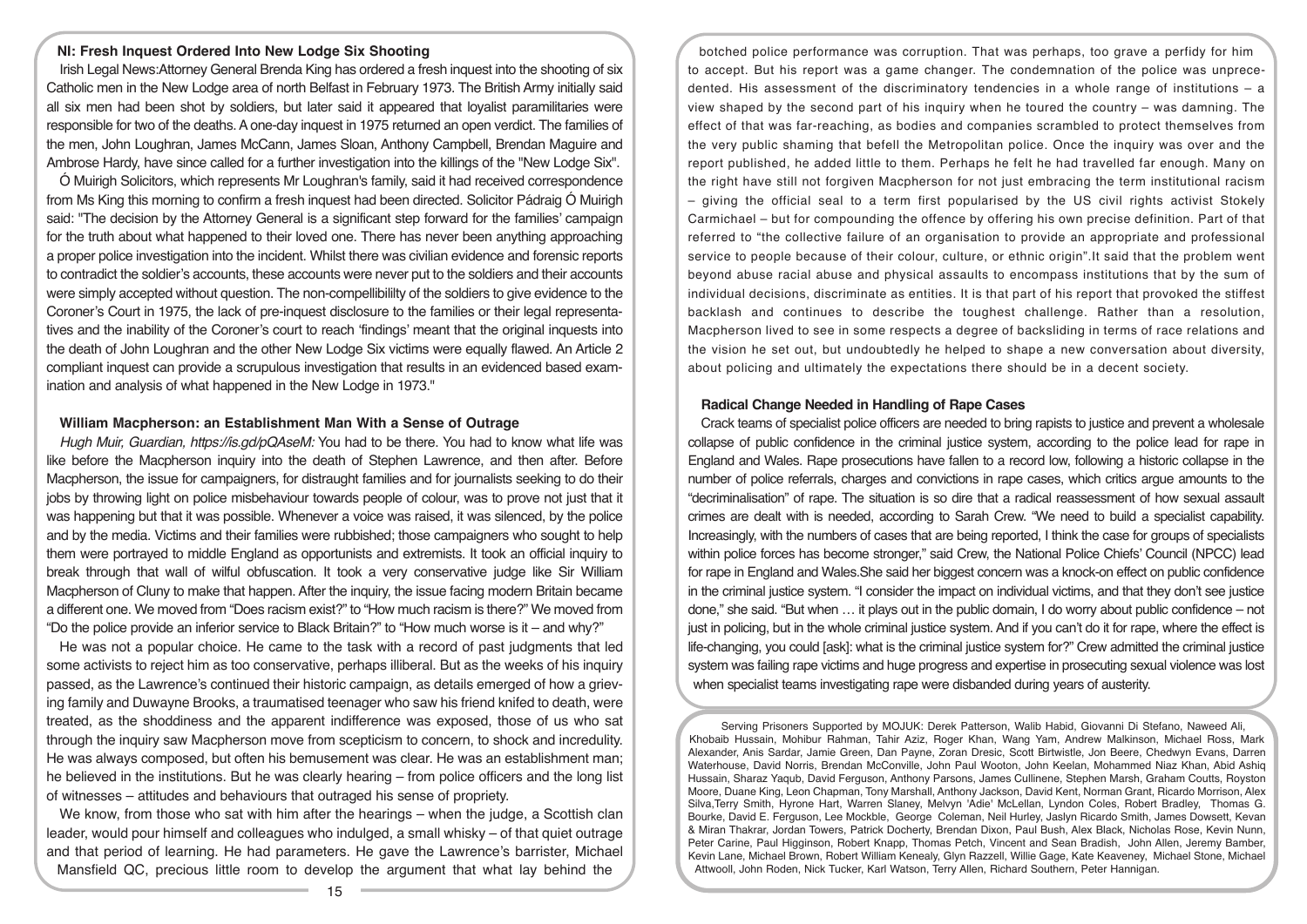### NI: Fresh Inquest Ordered Into New Lodge Six Shooting

Irish Legal News:Attorney General Brenda King has ordered a fresh inquest into the shooting of six Catholic men in the New Lodge area of north Belfast in February 1973. The British Army initially said all six men had been shot by soldiers, but later said it appeared that loyalist paramilitaries were responsible for two of the deaths. A one-day inquest in 1975 returned an open verdict. The families of the men, John Loughran, James McCann, James Sloan, Anthony Campbell, Brendan Maguire and Ambrose Hardy, have since called for a further investigation into the killings of the "New Lodge Six".

Ó Muirigh Solicitors, which represents Mr Loughran's family, said it had received correspondence from Ms King this morning to confirm a fresh inquest had been directed. Solicitor Pádraig Ó Muirigh said: "The decision by the Attorney General is a significant step forward for the families' campaign for the truth about what happened to their loved one. There has never been anything approaching a proper police investigation into the incident. Whilst there was civilian evidence and forensic reports to contradict the soldier's accounts, these accounts were never put to the soldiers and their accounts were simply accepted without question. The non-compellibililty of the soldiers to give evidence to the Coroner's Court in 1975, the lack of pre-inquest disclosure to the families or their legal representatives and the inability of the Coroner's court to reach 'findings' meant that the original inquests into the death of John Loughran and the other New Lodge Six victims were equally flawed. An Article 2 compliant inquest can provide a scrupulous investigation that results in an evidenced based examination and analysis of what happened in the New Lodge in 1973."

### William Macpherson: an Establishment Man With a Sense of Outrage

*Hugh Muir, Guardian, https://is.gd/pQAseM:* You had to be there. You had to know what life was like before the Macpherson inquiry into the death of Stephen Lawrence, and then after. Before Macpherson, the issue for campaigners, for distraught families and for journalists seeking to do their jobs by throwing light on police misbehaviour towards people of colour, was to prove not just that it was happening but that it was possible. Whenever a voice was raised, it was silenced, by the police and by the media. Victims and their families were rubbished; those campaigners who sought to help them were portrayed to middle England as opportunists and extremists. It took an official inquiry to break through that wall of wilful obfuscation. It took a very conservative judge like Sir William Macpherson of Cluny to make that happen. After the inquiry, the issue facing modern Britain became a different one. We moved from "Does racism exist?" to "How much racism is there?" We moved from "Do the police provide an inferior service to Black Britain?" to "How much worse is it – and why?"

He was not a popular choice. He came to the task with a record of past judgments that led some activists to reject him as too conservative, perhaps illiberal. But as the weeks of his inquiry passed, as the Lawrence's continued their historic campaign, as details emerged of how a grieving family and Duwayne Brooks, a traumatised teenager who saw his friend knifed to death, were treated, as the shoddiness and the apparent indifference was exposed, those of us who sat through the inquiry saw Macpherson move from scepticism to concern, to shock and incredulity. He was always composed, but often his bemusement was clear. He was an establishment man; he believed in the institutions. But he was clearly hearing – from police officers and the long list of witnesses – attitudes and behaviours that outraged his sense of propriety.

We know, from those who sat with him after the hearings – when the judge, a Scottish clan leader, would pour himself and colleagues who indulged, a small whisky – of that quiet outrage and that period of learning. He had parameters. He gave the Lawrence's barrister, Michael Mansfield QC, precious little room to develop the argument that what lay behind the botched police performance was corruption. That was perhaps, too grave a perfidy for him to accept. But his report was a game changer. The condemnation of the police was unprecedented. His assessment of the discriminatory tendencies in a whole range of institutions – a view shaped by the second part of his inquiry when he toured the country – was damning. The effect of that was far-reaching, as bodies and companies scrambled to protect themselves from the very public shaming that befell the Metropolitan police. Once the inquiry was over and the report published, he added little to them. Perhaps he felt he had travelled far enough. Many on the right have still not forgiven Macpherson for not just embracing the term institutional racism – giving the official seal to a term first popularised by the US civil rights activist Stokely Carmichael – but for compounding the offence by offering his own precise definition. Part of that referred to "the collective failure of an organisation to provide an appropriate and professional service to people because of their colour, culture, or ethnic origin".It said that the problem went beyond abuse racial abuse and physical assaults to encompass institutions that by the sum of individual decisions, discriminate as entities. It is that part of his report that provoked the stiffest backlash and continues to describe the toughest challenge. Rather than a resolution, Macpherson lived to see in some respects a degree of backsliding in terms of race relations and the vision he set out, but undoubtedly he helped to shape a new conversation about diversity, about policing and ultimately the expectations there should be in a decent society.

### Radical Change Needed in Handling of Rape Cases

Crack teams of specialist police officers are needed to bring rapists to justice and prevent a wholesale collapse of public confidence in the criminal justice system, according to the police lead for rape in England and Wales. Rape prosecutions have fallen to a record low, following a historic collapse in the number of police referrals, charges and convictions in rape cases, which critics argue amounts to the "decriminalisation" of rape. The situation is so dire that a radical reassessment of how sexual assault crimes are dealt with is needed, according to Sarah Crew. "We need to build a specialist capability. Increasingly, with the numbers of cases that are being reported, I think the case for groups of specialists within police forces has become stronger," said Crew, the National Police Chiefs' Council (NPCC) lead for rape in England and Wales.She said her biggest concern was a knock-on effect on public confidence in the criminal justice system. "I consider the impact on individual victims, and that they don't see justice done," she said. "But when … it plays out in the public domain, I do worry about public confidence – not just in policing, but in the whole criminal justice system. And if you can't do it for rape, where the effect is life-changing, you could [ask]: what is the criminal justice system for?" Crew admitted the criminal justice system was failing rape victims and huge progress and expertise in prosecuting sexual violence was lost when specialist teams investigating rape were disbanded during years of austerity.

Serving Prisoners Supported by MOJUK: Derek Patterson, Walib Habid, Giovanni Di Stefano, Naweed Ali, Khobaib Hussain, Mohibur Rahman, Tahir Aziz, Roger Khan, Wang Yam, Andrew Malkinson, Michael Ross, Mark Alexander, Anis Sardar, Jamie Green, Dan Payne, Zoran Dresic, Scott Birtwistle, Jon Beere, Chedwyn Evans, Darren Waterhouse, David Norris, Brendan McConville, John Paul Wooton, John Keelan, Mohammed Niaz Khan, Abid Ashiq Hussain, Sharaz Yaqub, David Ferguson, Anthony Parsons, James Cullinene, Stephen Marsh, Graham Coutts, Royston Moore, Duane King, Leon Chapman, Tony Marshall, Anthony Jackson, David Kent, Norman Grant, Ricardo Morrison, Alex Silva,Terry Smith, Hyrone Hart, Warren Slaney, Melvyn 'Adie' McLellan, Lyndon Coles, Robert Bradley, Thomas G. Bourke, David E. Ferguson, Lee Mockble, George Coleman, Neil Hurley, Jaslyn Ricardo Smith, James Dowsett, Kevan & Miran Thakrar, Jordan Towers, Patrick Docherty, Brendan Dixon, Paul Bush, Alex Black, Nicholas Rose, Kevin Nunn, Peter Carine, Paul Higginson, Robert Knapp, Thomas Petch, Vincent and Sean Bradish, John Allen, Jeremy Bamber, Kevin Lane, Michael Brown, Robert William Kenealy, Glyn Razzell, Willie Gage, Kate Keaveney, Michael Stone, Michael Attwooll, John Roden, Nick Tucker, Karl Watson, Terry Allen, Richard Southern, Peter Hannigan.